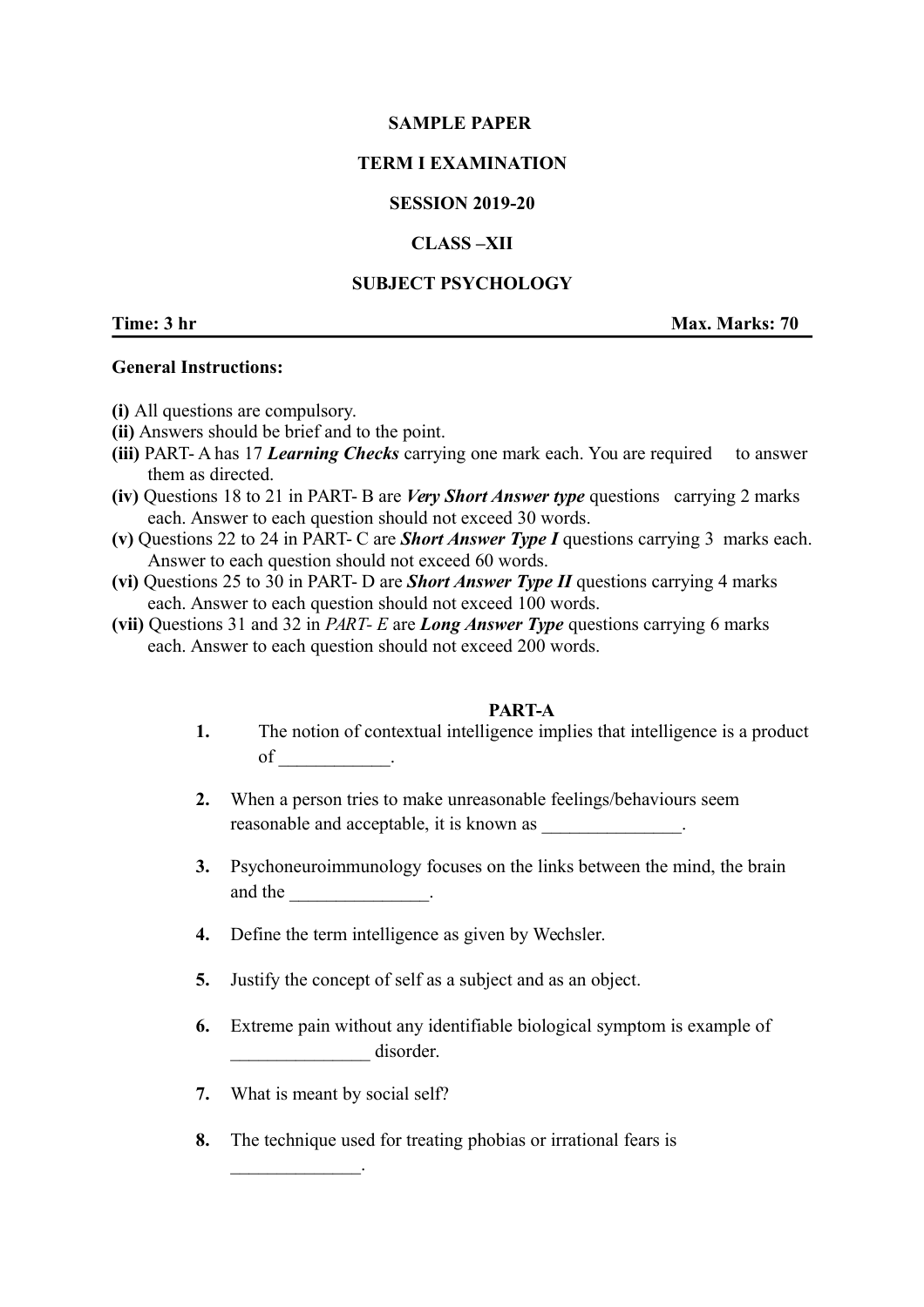**SAMPLE PAPER**

**TERM I EXAMINATION**

**SESSION 2019-20**

**CLASS –XII**

**SUBJECT PSYCHOLOGY**

**Time: 3 hr** **Max. Marks: 70**

**General Instructions:**

**(i)** All questions are compulsory.
**(ii)** Answers should be brief and to the point.
**(iii)** PART- A has 17 ***Learning Checks*** carrying one mark each. You are required to answer them as directed.
**(iv)** Questions 18 to 21 in PART- B are ***Very Short Answer type*** questions carrying 2 marks each. Answer to each question should not exceed 30 words.
**(v)** Questions 22 to 24 in PART- C are ***Short Answer Type I*** questions carrying 3 marks each. Answer to each question should not exceed 60 words.
**(vi)** Questions 25 to 30 in PART- D are ***Short Answer Type II*** questions carrying 4 marks each. Answer to each question should not exceed 100 words.
**(vii)** Questions 31 and 32 in *PART- E* are ***Long Answer Type*** questions carrying 6 marks each. Answer to each question should not exceed 200 words.

**PART-A**

**1.** The notion of contextual intelligence implies that intelligence is a product of ____________.

**2.** When a person tries to make unreasonable feelings/behaviours seem reasonable and acceptable, it is known as _______________.

**3.** Psychoneuroimmunology focuses on the links between the mind, the brain and the _______________.

**4.** Define the term intelligence as given by Wechsler.

**5.** Justify the concept of self as a subject and as an object.

**6.** Extreme pain without any identifiable biological symptom is example of _______________ disorder.

**7.** What is meant by social self?

**8.** The technique used for treating phobias or irrational fears is ______________.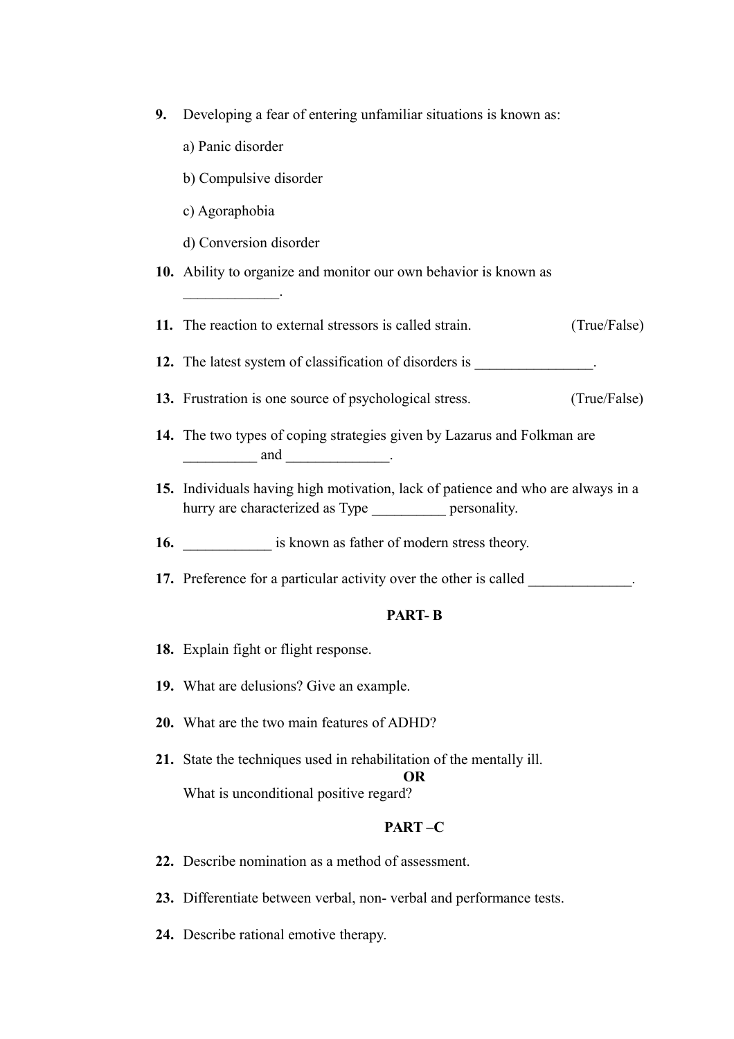**9.** Developing a fear of entering unfamiliar situations is known as:

a) Panic disorder

b) Compulsive disorder

c) Agoraphobia

d) Conversion disorder

**10.** Ability to organize and monitor our own behavior is known as _____________.

**11.** The reaction to external stressors is called strain. (True/False)

**12.** The latest system of classification of disorders is ________________.

**13.** Frustration is one source of psychological stress. (True/False)

**14.** The two types of coping strategies given by Lazarus and Folkman are __________ and ______________.

**15.** Individuals having high motivation, lack of patience and who are always in a hurry are characterized as Type __________ personality.

**16.** ____________ is known as father of modern stress theory.

**17.** Preference for a particular activity over the other is called ______________.

**PART- B**

**18.** Explain fight or flight response.

**19.** What are delusions? Give an example.

**20.** What are the two main features of ADHD?

**21.** State the techniques used in rehabilitation of the mentally ill.

**OR**

What is unconditional positive regard?

**PART –C**

**22.** Describe nomination as a method of assessment.

**23.** Differentiate between verbal, non- verbal and performance tests.

**24.** Describe rational emotive therapy.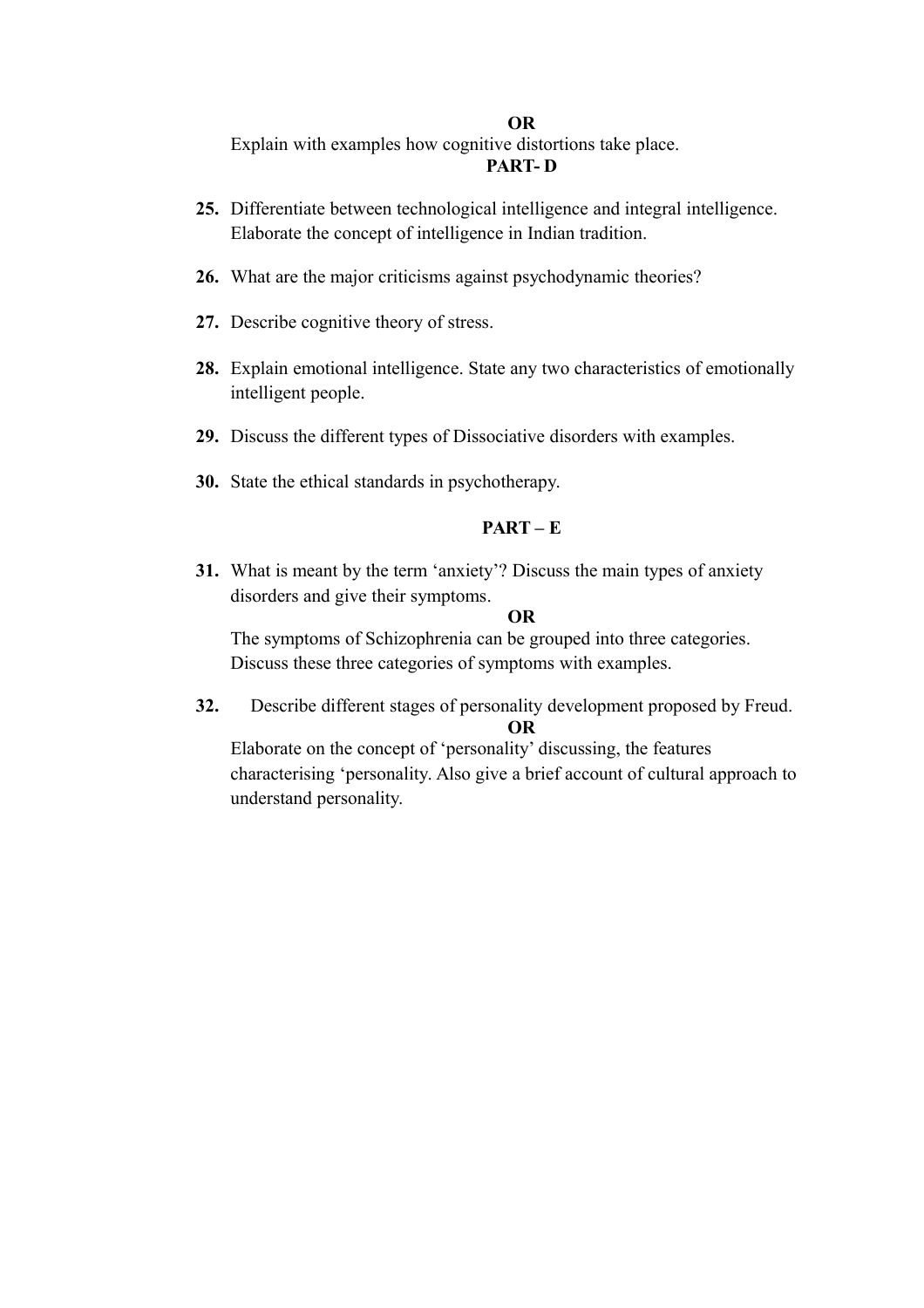**OR**

Explain with examples how cognitive distortions take place.

## PART- D

**25.** Differentiate between technological intelligence and integral intelligence. Elaborate the concept of intelligence in Indian tradition.

**26.** What are the major criticisms against psychodynamic theories?

**27.** Describe cognitive theory of stress.

**28.** Explain emotional intelligence. State any two characteristics of emotionally intelligent people.

**29.** Discuss the different types of Dissociative disorders with examples.

**30.** State the ethical standards in psychotherapy.

## PART – E

**31.** What is meant by the term 'anxiety'? Discuss the main types of anxiety disorders and give their symptoms.

**OR**

The symptoms of Schizophrenia can be grouped into three categories. Discuss these three categories of symptoms with examples.

**32.** Describe different stages of personality development proposed by Freud.

**OR**

Elaborate on the concept of 'personality' discussing, the features characterising 'personality. Also give a brief account of cultural approach to understand personality.